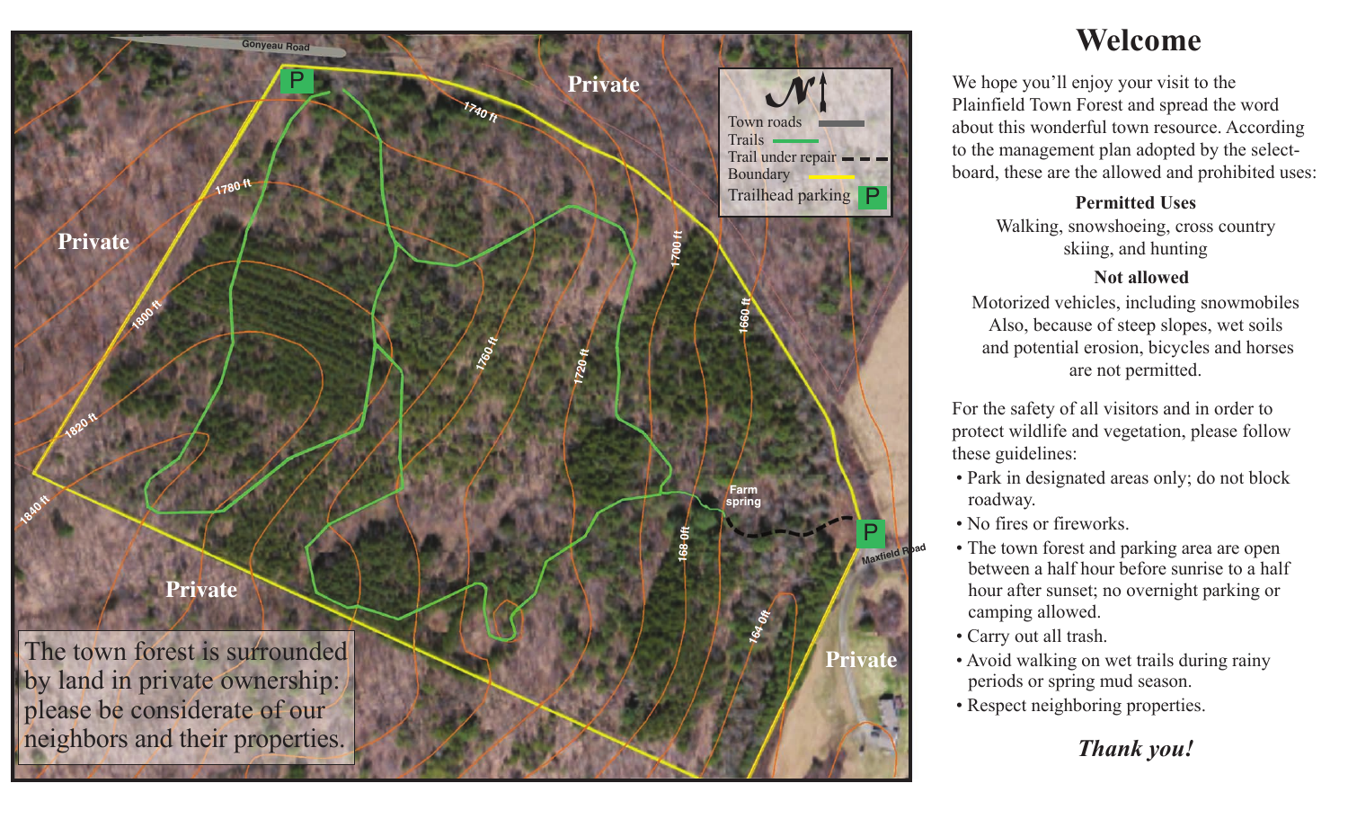The town forest is surrounded by land in private ownership: please be considerate of our neighbors and their properties.

# Welcome

We hope you'll enjoy your visit to the Plainfield Town Forest and spread the word about this wonderful town resource. According to the management plan adopted by the select-board, these are the allowed and prohibited uses:

**Permitted Uses**

Walking, snowshoeing, cross country skiing, and hunting

**Not allowed**

Motorized vehicles, including snowmobiles
Also, because of steep slopes, wet soils and potential erosion, bicycles and horses are not permitted.

For the safety of all visitors and in order to protect wildlife and vegetation, please follow these guidelines:

- Park in designated areas only; do not block roadway.
- No fires or fireworks.
- The town forest and parking area are open between a half hour before sunrise to a half hour after sunset; no overnight parking or camping allowed.
- Carry out all trash.
- Avoid walking on wet trails during rainy periods or spring mud season.
- Respect neighboring properties.

***Thank you!***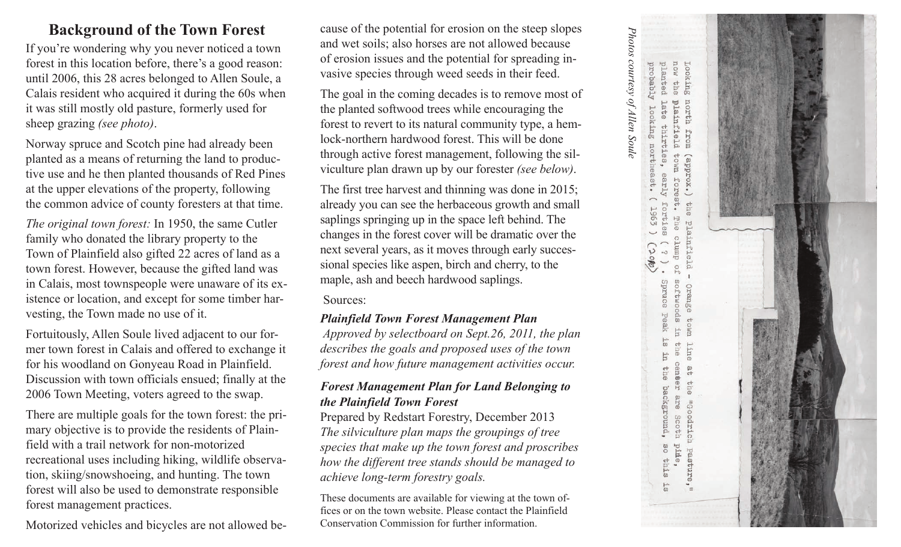## Background of the Town Forest

If you're wondering why you never noticed a town forest in this location before, there's a good reason: until 2006, this 28 acres belonged to Allen Soule, a Calais resident who acquired it during the 60s when it was still mostly old pasture, formerly used for sheep grazing *(see photo)*.

Norway spruce and Scotch pine had already been planted as a means of returning the land to productive use and he then planted thousands of Red Pines at the upper elevations of the property, following the common advice of county foresters at that time.

*The original town forest:* In 1950, the same Cutler family who donated the library property to the Town of Plainfield also gifted 22 acres of land as a town forest. However, because the gifted land was in Calais, most townspeople were unaware of its existence or location, and except for some timber harvesting, the Town made no use of it.

Fortuitously, Allen Soule lived adjacent to our former town forest in Calais and offered to exchange it for his woodland on Gonyeau Road in Plainfield. Discussion with town officials ensued; finally at the 2006 Town Meeting, voters agreed to the swap.

There are multiple goals for the town forest: the primary objective is to provide the residents of Plainfield with a trail network for non-motorized recreational uses including hiking, wildlife observation, skiing/snowshoeing, and hunting. The town forest will also be used to demonstrate responsible forest management practices.

Motorized vehicles and bicycles are not allowed because of the potential for erosion on the steep slopes and wet soils; also horses are not allowed because of erosion issues and the potential for spreading invasive species through weed seeds in their feed.

The goal in the coming decades is to remove most of the planted softwood trees while encouraging the forest to revert to its natural community type, a hemlock-northern hardwood forest. This will be done through active forest management, following the silviculture plan drawn up by our forester *(see below)*.

The first tree harvest and thinning was done in 2015; already you can see the herbaceous growth and small saplings springing up in the space left behind. The changes in the forest cover will be dramatic over the next several years, as it moves through early successional species like aspen, birch and cherry, to the maple, ash and beech hardwood saplings.

Sources:

***Plainfield Town Forest Management Plan***
*Approved by selectboard on Sept.26, 2011, the plan describes the goals and proposed uses of the town forest and how future management activities occur.*

***Forest Management Plan for Land Belonging to the Plainfield Town Forest***
Prepared by Redstart Forestry, December 2013
*The silviculture plan maps the groupings of tree species that make up the town forest and proscribes how the different tree stands should be managed to achieve long-term forestry goals.*

These documents are available for viewing at the town offices or on the town website. Please contact the Plainfield Conservation Commission for further information.

Looking north from (approx.) the Plainfield - Orange town line at the "Goodrich pasture," now the Plainfield town forest. The clump of softwoods in the center are Scotch pine, planted late thirties, early forties ( ? ). Spruce Peak is in the background, so this is probably looking northeast. ( 1963 ) (?)

*Photos courtesy of Allen Soule*